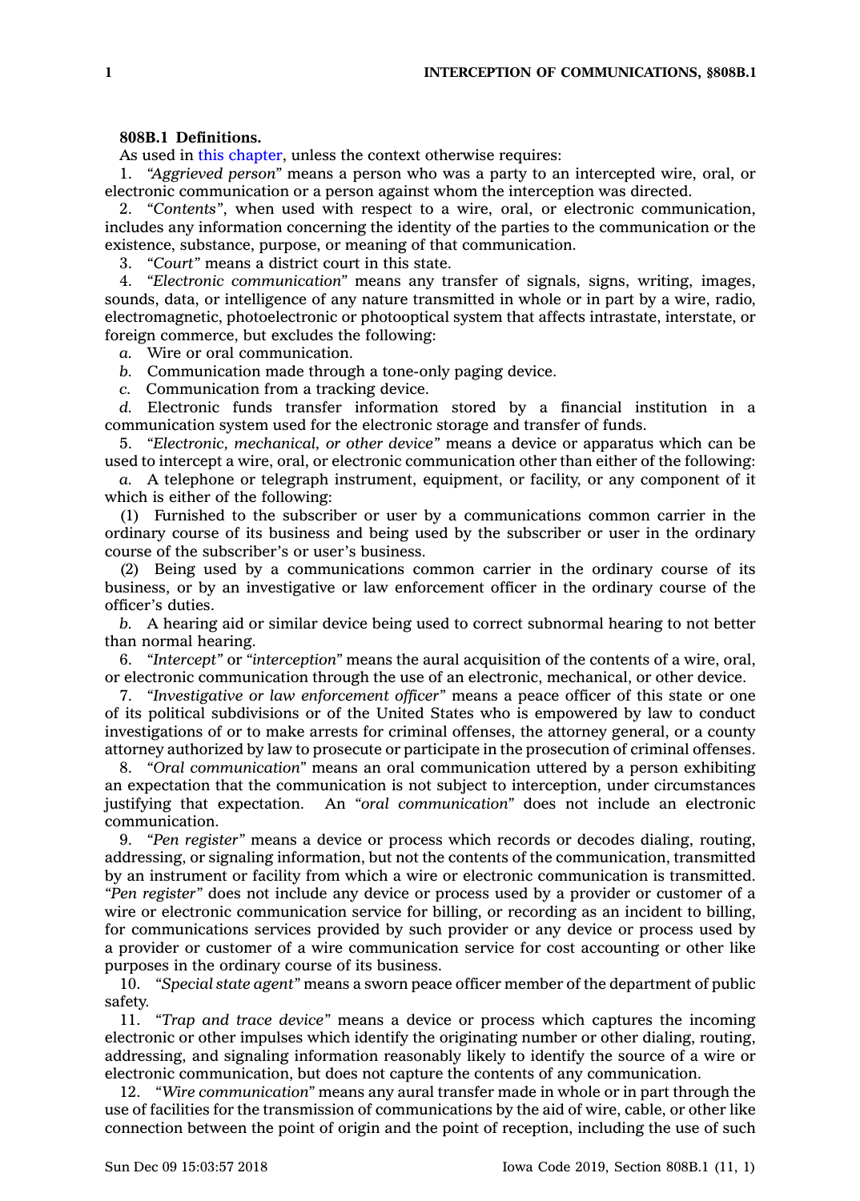**808B.1 Definitions.**

As used in this chapter, unless the context otherwise requires:

1. *"Aggrieved person"* means a person who was a party to an intercepted wire, oral, or electronic communication or a person against whom the interception was directed.

2. *"Contents"*, when used with respect to a wire, oral, or electronic communication, includes any information concerning the identity of the parties to the communication or the existence, substance, purpose, or meaning of that communication.

3. *"Court"* means a district court in this state.

4. *"Electronic communication"* means any transfer of signals, signs, writing, images, sounds, data, or intelligence of any nature transmitted in whole or in part by a wire, radio, electromagnetic, photoelectronic or photooptical system that affects intrastate, interstate, or foreign commerce, but excludes the following:

*a.* Wire or oral communication.

*b.* Communication made through a tone-only paging device.

*c.* Communication from a tracking device.

*d.* Electronic funds transfer information stored by a financial institution in a communication system used for the electronic storage and transfer of funds.

5. *"Electronic, mechanical, or other device"* means a device or apparatus which can be used to intercept a wire, oral, or electronic communication other than either of the following:

*a.* A telephone or telegraph instrument, equipment, or facility, or any component of it which is either of the following:

(1) Furnished to the subscriber or user by a communications common carrier in the ordinary course of its business and being used by the subscriber or user in the ordinary course of the subscriber's or user's business.

(2) Being used by a communications common carrier in the ordinary course of its business, or by an investigative or law enforcement officer in the ordinary course of the officer's duties.

*b.* A hearing aid or similar device being used to correct subnormal hearing to not better than normal hearing.

6. *"Intercept"* or *"interception"* means the aural acquisition of the contents of a wire, oral, or electronic communication through the use of an electronic, mechanical, or other device.

7. *"Investigative or law enforcement officer"* means a peace officer of this state or one of its political subdivisions or of the United States who is empowered by law to conduct investigations of or to make arrests for criminal offenses, the attorney general, or a county attorney authorized by law to prosecute or participate in the prosecution of criminal offenses.

8. *"Oral communication"* means an oral communication uttered by a person exhibiting an expectation that the communication is not subject to interception, under circumstances justifying that expectation. An *"oral communication"* does not include an electronic communication.

9. *"Pen register"* means a device or process which records or decodes dialing, routing, addressing, or signaling information, but not the contents of the communication, transmitted by an instrument or facility from which a wire or electronic communication is transmitted. *"Pen register"* does not include any device or process used by a provider or customer of a wire or electronic communication service for billing, or recording as an incident to billing, for communications services provided by such provider or any device or process used by a provider or customer of a wire communication service for cost accounting or other like purposes in the ordinary course of its business.

10. *"Special state agent"* means a sworn peace officer member of the department of public safety.

11. *"Trap and trace device"* means a device or process which captures the incoming electronic or other impulses which identify the originating number or other dialing, routing, addressing, and signaling information reasonably likely to identify the source of a wire or electronic communication, but does not capture the contents of any communication.

12. *"Wire communication"* means any aural transfer made in whole or in part through the use of facilities for the transmission of communications by the aid of wire, cable, or other like connection between the point of origin and the point of reception, including the use of such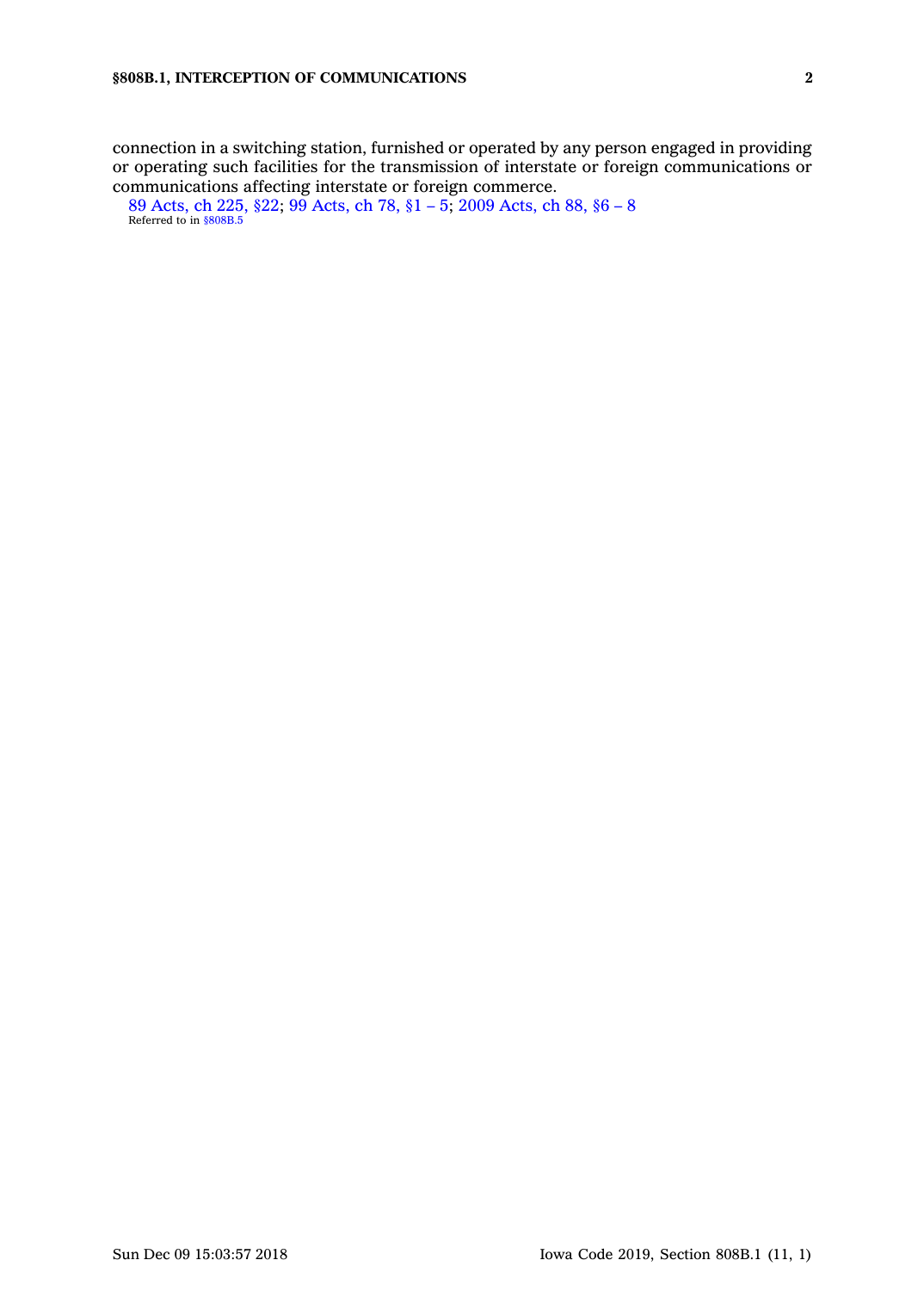connection in a switching station, furnished or operated by any person engaged in providing or operating such facilities for the transmission of interstate or foreign communications or communications affecting interstate or foreign commerce.

89 Acts, ch 225, §22; 99 Acts, ch 78, §1 – 5; 2009 Acts, ch 88, §6 – 8

Referred to in §808B.5